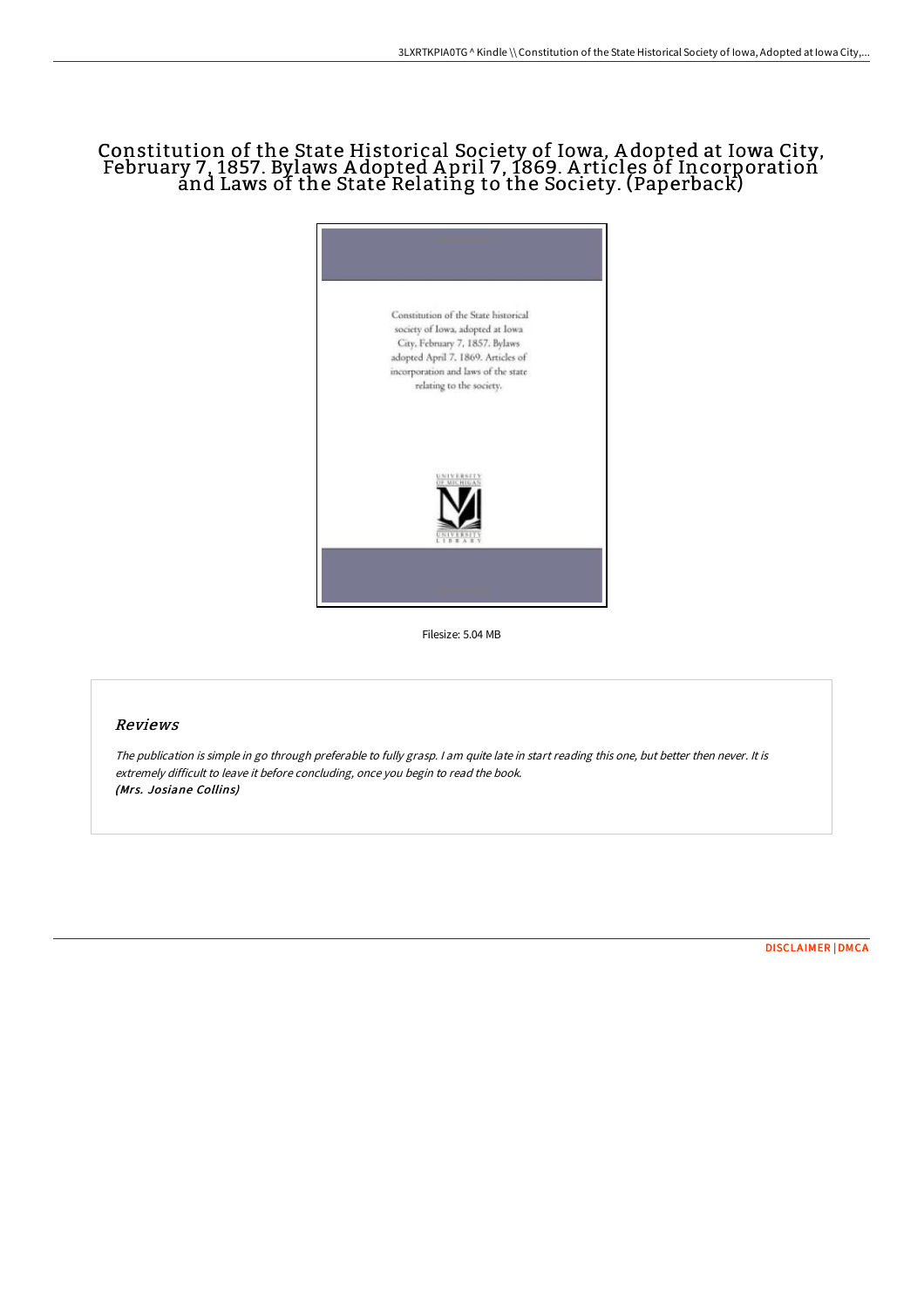# Constitution of the State Historical Society of Iowa, Adopted at Iowa City, February 7, 1857. Bylaws Adopted April 7, 1869. Articles of Incorporation and Laws of the State Relating to the Society. (Paperback)

Constitution of the State historical society of Iowa, adopted at Iowa City, February 7, 1857. Bylaws adopted April 7, 1869. Articles of incorporation and laws of the state relating to the society.

Filesize: 5.04 MB

## Reviews

*The publication is simple in go through preferable to fully grasp. I am quite late in start reading this one, but better then never. It is extremely difficult to leave it before concluding, once you begin to read the book.*
***(Mrs. Josiane Collins)***

DISCLAIMER | DMCA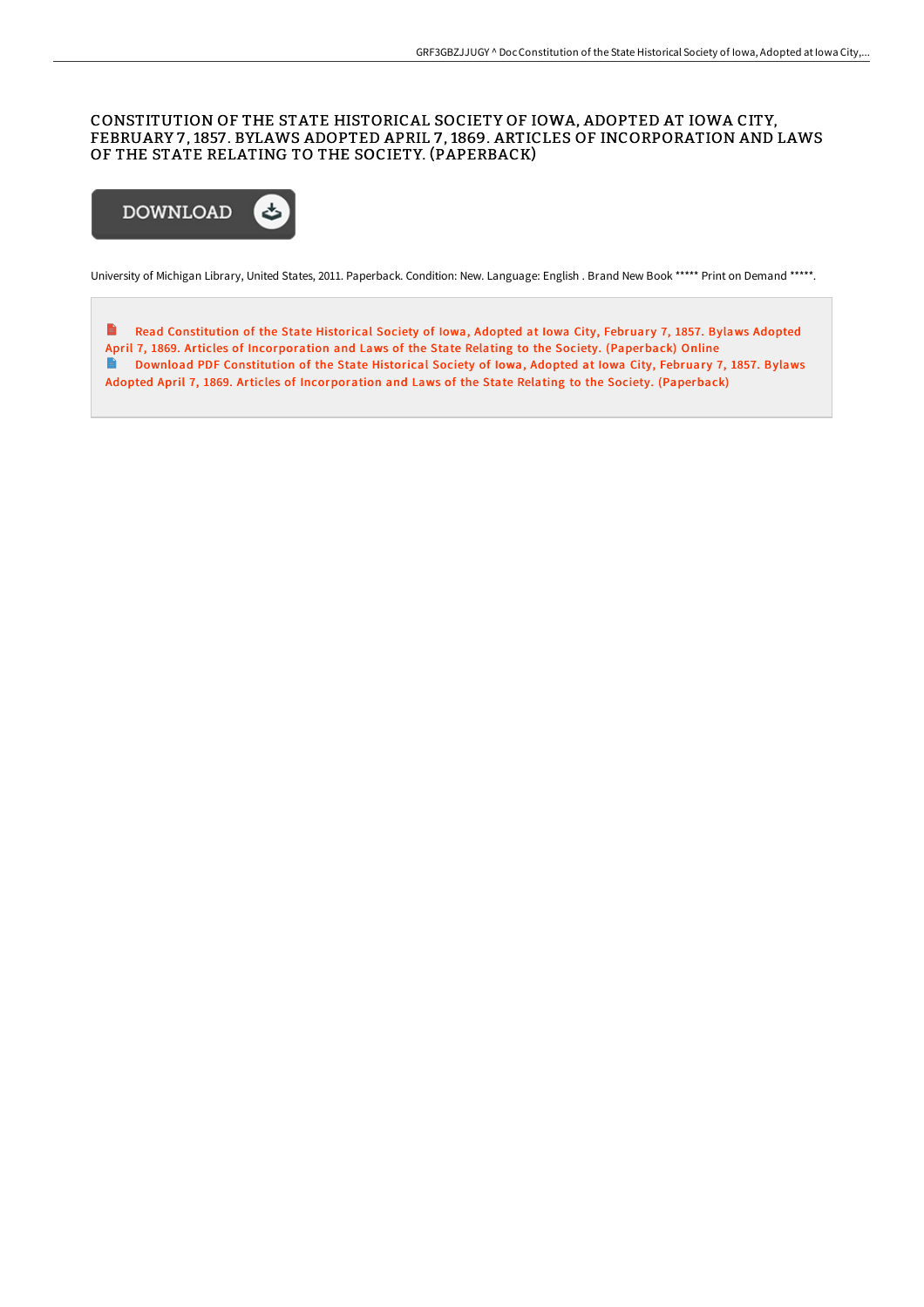# CONSTITUTION OF THE STATE HISTORICAL SOCIETY OF IOWA, ADOPTED AT IOWA CITY, FEBRUARY 7, 1857. BYLAWS ADOPTED APRIL 7, 1869. ARTICLES OF INCORPORATION AND LAWS OF THE STATE RELATING TO THE SOCIETY. (PAPERBACK)

DOWNLOAD

University of Michigan Library, United States, 2011. Paperback. Condition: New. Language: English . Brand New Book ***** Print on Demand *****.

Read Constitution of the State Historical Society of Iowa, Adopted at Iowa City, February 7, 1857. Bylaws Adopted April 7, 1869. Articles of Incorporation and Laws of the State Relating to the Society. (Paperback) Online

Download PDF Constitution of the State Historical Society of Iowa, Adopted at Iowa City, February 7, 1857. Bylaws Adopted April 7, 1869. Articles of Incorporation and Laws of the State Relating to the Society. (Paperback)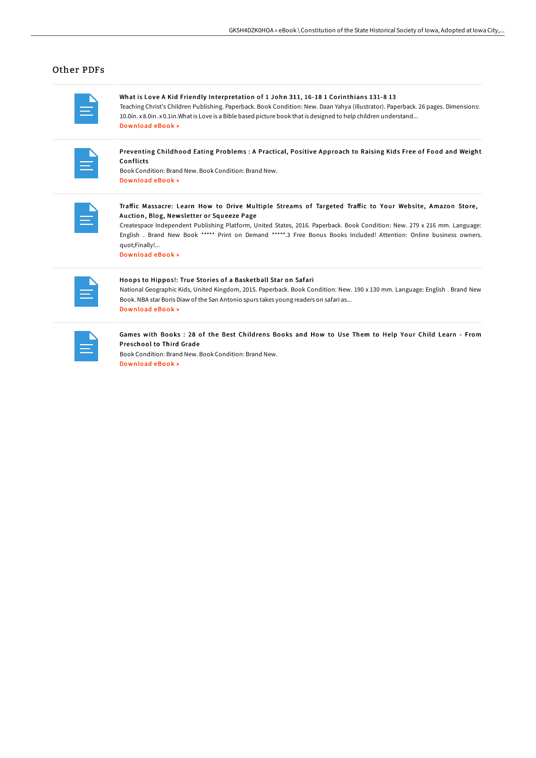## Other PDFs

**What is Love A Kid Friendly Interpretation of 1 John 311, 16-18 1 Corinthians 131-8 13**

Teaching Christ's Children Publishing. Paperback. Book Condition: New. Daan Yahya (illustrator). Paperback. 26 pages. Dimensions: 10.0in. x 8.0in. x 0.1in.What is Love is a Bible based picture book that is designed to help children understand...

Download eBook »

**Preventing Childhood Eating Problems : A Practical, Positive Approach to Raising Kids Free of Food and Weight Conflicts**

Book Condition: Brand New. Book Condition: Brand New.

Download eBook »

**Traffic Massacre: Learn How to Drive Multiple Streams of Targeted Traffic to Your Website, Amazon Store, Auction, Blog, Newsletter or Squeeze Page**

Createspace Independent Publishing Platform, United States, 2016. Paperback. Book Condition: New. 279 x 216 mm. Language: English . Brand New Book ***** Print on Demand *****.3 Free Bonus Books Included! Attention: Online business owners. quot;Finally!...

Download eBook »

**Hoops to Hippos!: True Stories of a Basketball Star on Safari**

National Geographic Kids, United Kingdom, 2015. Paperback. Book Condition: New. 190 x 130 mm. Language: English . Brand New Book. NBA star Boris Diaw of the San Antonio spurs takes young readers on safari as...

Download eBook »

**Games with Books : 28 of the Best Childrens Books and How to Use Them to Help Your Child Learn - From Preschool to Third Grade**

Book Condition: Brand New. Book Condition: Brand New.

Download eBook »